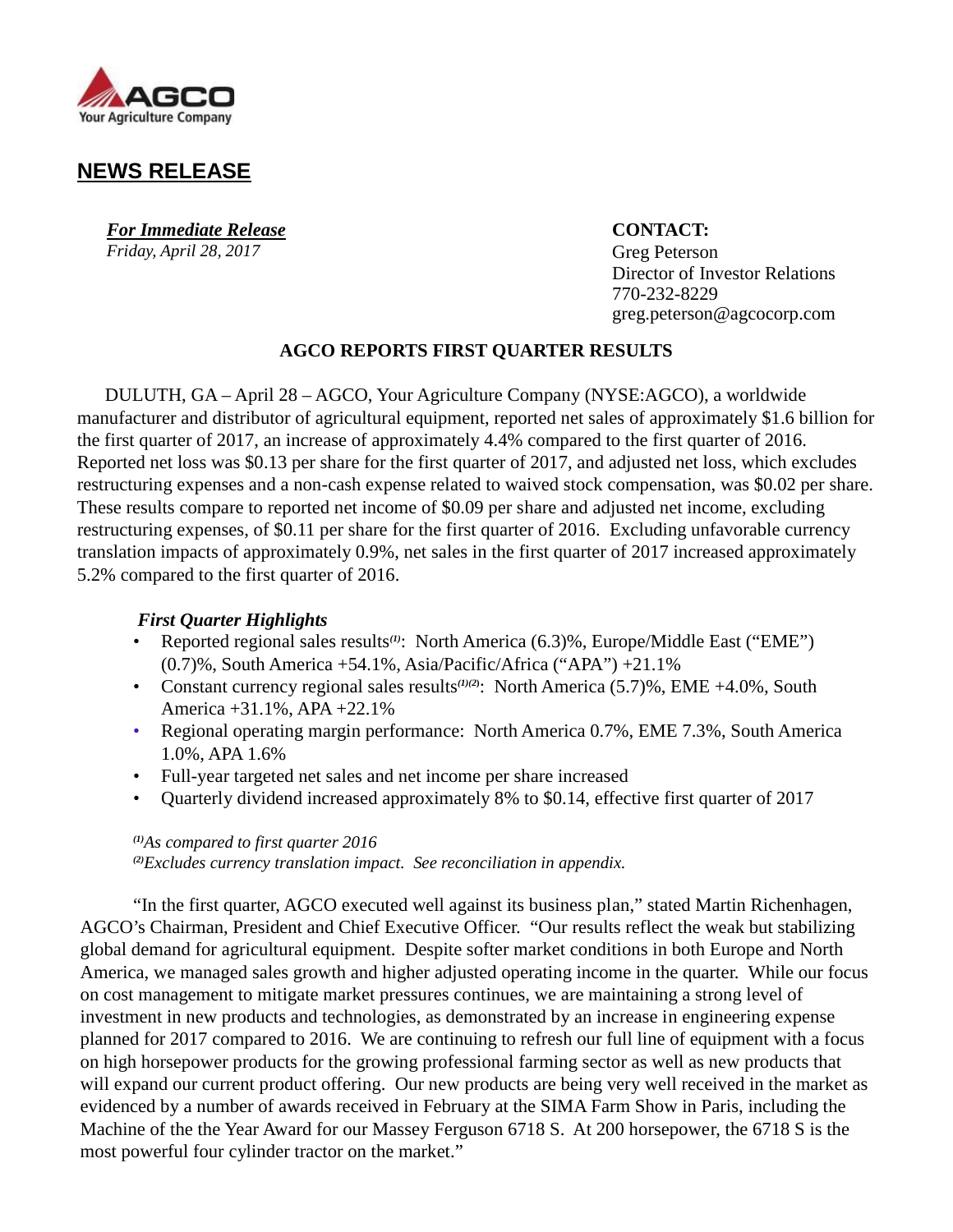AGCO
Your Agriculture Company

## NEWS RELEASE

***For Immediate Release***
*Friday, April 28, 2017*

**CONTACT:**
Greg Peterson
Director of Investor Relations
770-232-8229
greg.peterson@agcocorp.com

### AGCO REPORTS FIRST QUARTER RESULTS

DULUTH, GA – April 28 – AGCO, Your Agriculture Company (NYSE:AGCO), a worldwide manufacturer and distributor of agricultural equipment, reported net sales of approximately $1.6 billion for the first quarter of 2017, an increase of approximately 4.4% compared to the first quarter of 2016. Reported net loss was $0.13 per share for the first quarter of 2017, and adjusted net loss, which excludes restructuring expenses and a non-cash expense related to waived stock compensation, was $0.02 per share. These results compare to reported net income of $0.09 per share and adjusted net income, excluding restructuring expenses, of $0.11 per share for the first quarter of 2016. Excluding unfavorable currency translation impacts of approximately 0.9%, net sales in the first quarter of 2017 increased approximately 5.2% compared to the first quarter of 2016.

***First Quarter Highlights***

- Reported regional sales results[(1)]: North America (6.3)%, Europe/Middle East ("EME") (0.7)%, South America +54.1%, Asia/Pacific/Africa ("APA") +21.1%
- Constant currency regional sales results[(1)(2)]: North America (5.7)%, EME +4.0%, South America +31.1%, APA +22.1%
- Regional operating margin performance: North America 0.7%, EME 7.3%, South America 1.0%, APA 1.6%
- Full-year targeted net sales and net income per share increased
- Quarterly dividend increased approximately 8% to $0.14, effective first quarter of 2017

*[(1)]As compared to first quarter 2016*
*[(2)]Excludes currency translation impact. See reconciliation in appendix.*

"In the first quarter, AGCO executed well against its business plan," stated Martin Richenhagen, AGCO's Chairman, President and Chief Executive Officer. "Our results reflect the weak but stabilizing global demand for agricultural equipment. Despite softer market conditions in both Europe and North America, we managed sales growth and higher adjusted operating income in the quarter. While our focus on cost management to mitigate market pressures continues, we are maintaining a strong level of investment in new products and technologies, as demonstrated by an increase in engineering expense planned for 2017 compared to 2016. We are continuing to refresh our full line of equipment with a focus on high horsepower products for the growing professional farming sector as well as new products that will expand our current product offering. Our new products are being very well received in the market as evidenced by a number of awards received in February at the SIMA Farm Show in Paris, including the Machine of the the Year Award for our Massey Ferguson 6718 S. At 200 horsepower, the 6718 S is the most powerful four cylinder tractor on the market."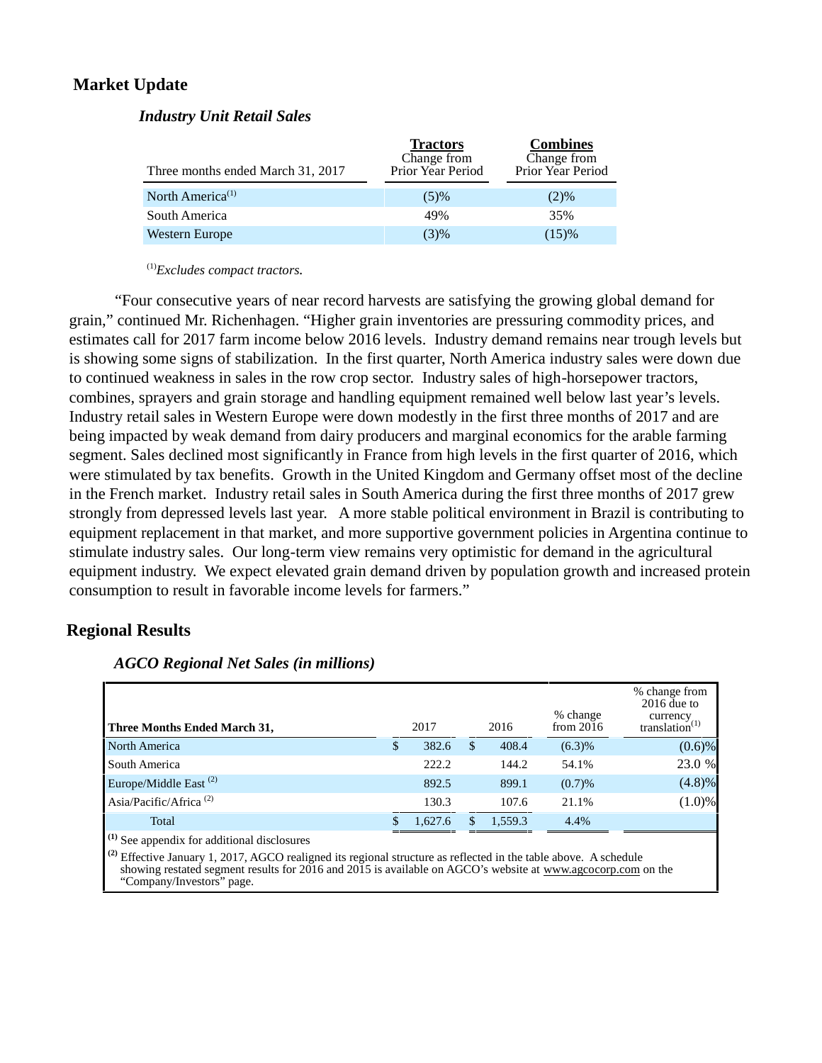## Market Update

### *Industry Unit Retail Sales*

| Three months ended March 31, 2017 | Tractors<br>Change from Prior Year Period | Combines<br>Change from Prior Year Period |
|---|---|---|
| North America[1] | (5)% | (2)% |
| South America | 49% | 35% |
| Western Europe | (3)% | (15)% |

[1]*Excludes compact tractors.*

"Four consecutive years of near record harvests are satisfying the growing global demand for grain," continued Mr. Richenhagen. "Higher grain inventories are pressuring commodity prices, and estimates call for 2017 farm income below 2016 levels. Industry demand remains near trough levels but is showing some signs of stabilization. In the first quarter, North America industry sales were down due to continued weakness in sales in the row crop sector. Industry sales of high-horsepower tractors, combines, sprayers and grain storage and handling equipment remained well below last year's levels. Industry retail sales in Western Europe were down modestly in the first three months of 2017 and are being impacted by weak demand from dairy producers and marginal economics for the arable farming segment. Sales declined most significantly in France from high levels in the first quarter of 2016, which were stimulated by tax benefits. Growth in the United Kingdom and Germany offset most of the decline in the French market. Industry retail sales in South America during the first three months of 2017 grew strongly from depressed levels last year. A more stable political environment in Brazil is contributing to equipment replacement in that market, and more supportive government policies in Argentina continue to stimulate industry sales. Our long-term view remains very optimistic for demand in the agricultural equipment industry. We expect elevated grain demand driven by population growth and increased protein consumption to result in favorable income levels for farmers."

## Regional Results

### *AGCO Regional Net Sales (in millions)*

| Three Months Ended March 31, | 2017 | 2016 | % change from 2016 | % change from 2016 due to currency translation[1] |
|---|---|---|---|---|
| North America | $ 382.6 | $ 408.4 | (6.3)% | (0.6)% |
| South America | 222.2 | 144.2 | 54.1% | 23.0 % |
| Europe/Middle East [2] | 892.5 | 899.1 | (0.7)% | (4.8)% |
| Asia/Pacific/Africa [2] | 130.3 | 107.6 | 21.1% | (1.0)% |
| Total | $ 1,627.6 | $ 1,559.3 | 4.4% | |

[1] See appendix for additional disclosures

[2] Effective January 1, 2017, AGCO realigned its regional structure as reflected in the table above. A schedule showing restated segment results for 2016 and 2015 is available on AGCO's website at www.agcocorp.com on the "Company/Investors" page.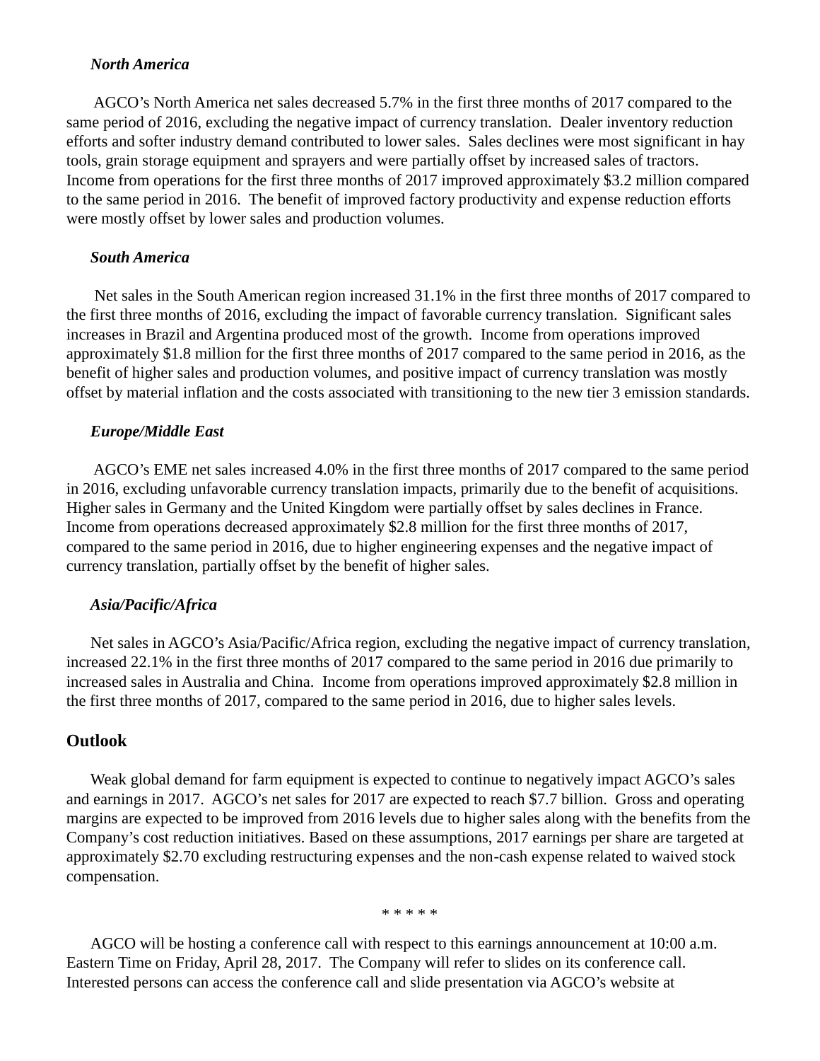***North America***

AGCO's North America net sales decreased 5.7% in the first three months of 2017 compared to the same period of 2016, excluding the negative impact of currency translation. Dealer inventory reduction efforts and softer industry demand contributed to lower sales. Sales declines were most significant in hay tools, grain storage equipment and sprayers and were partially offset by increased sales of tractors. Income from operations for the first three months of 2017 improved approximately $3.2 million compared to the same period in 2016. The benefit of improved factory productivity and expense reduction efforts were mostly offset by lower sales and production volumes.

***South America***

Net sales in the South American region increased 31.1% in the first three months of 2017 compared to the first three months of 2016, excluding the impact of favorable currency translation. Significant sales increases in Brazil and Argentina produced most of the growth. Income from operations improved approximately $1.8 million for the first three months of 2017 compared to the same period in 2016, as the benefit of higher sales and production volumes, and positive impact of currency translation was mostly offset by material inflation and the costs associated with transitioning to the new tier 3 emission standards.

***Europe/Middle East***

AGCO's EME net sales increased 4.0% in the first three months of 2017 compared to the same period in 2016, excluding unfavorable currency translation impacts, primarily due to the benefit of acquisitions. Higher sales in Germany and the United Kingdom were partially offset by sales declines in France. Income from operations decreased approximately $2.8 million for the first three months of 2017, compared to the same period in 2016, due to higher engineering expenses and the negative impact of currency translation, partially offset by the benefit of higher sales.

***Asia/Pacific/Africa***

Net sales in AGCO's Asia/Pacific/Africa region, excluding the negative impact of currency translation, increased 22.1% in the first three months of 2017 compared to the same period in 2016 due primarily to increased sales in Australia and China. Income from operations improved approximately $2.8 million in the first three months of 2017, compared to the same period in 2016, due to higher sales levels.

## Outlook

Weak global demand for farm equipment is expected to continue to negatively impact AGCO's sales and earnings in 2017. AGCO's net sales for 2017 are expected to reach $7.7 billion. Gross and operating margins are expected to be improved from 2016 levels due to higher sales along with the benefits from the Company's cost reduction initiatives. Based on these assumptions, 2017 earnings per share are targeted at approximately $2.70 excluding restructuring expenses and the non-cash expense related to waived stock compensation.

\* \* \* \* \*

AGCO will be hosting a conference call with respect to this earnings announcement at 10:00 a.m. Eastern Time on Friday, April 28, 2017. The Company will refer to slides on its conference call. Interested persons can access the conference call and slide presentation via AGCO's website at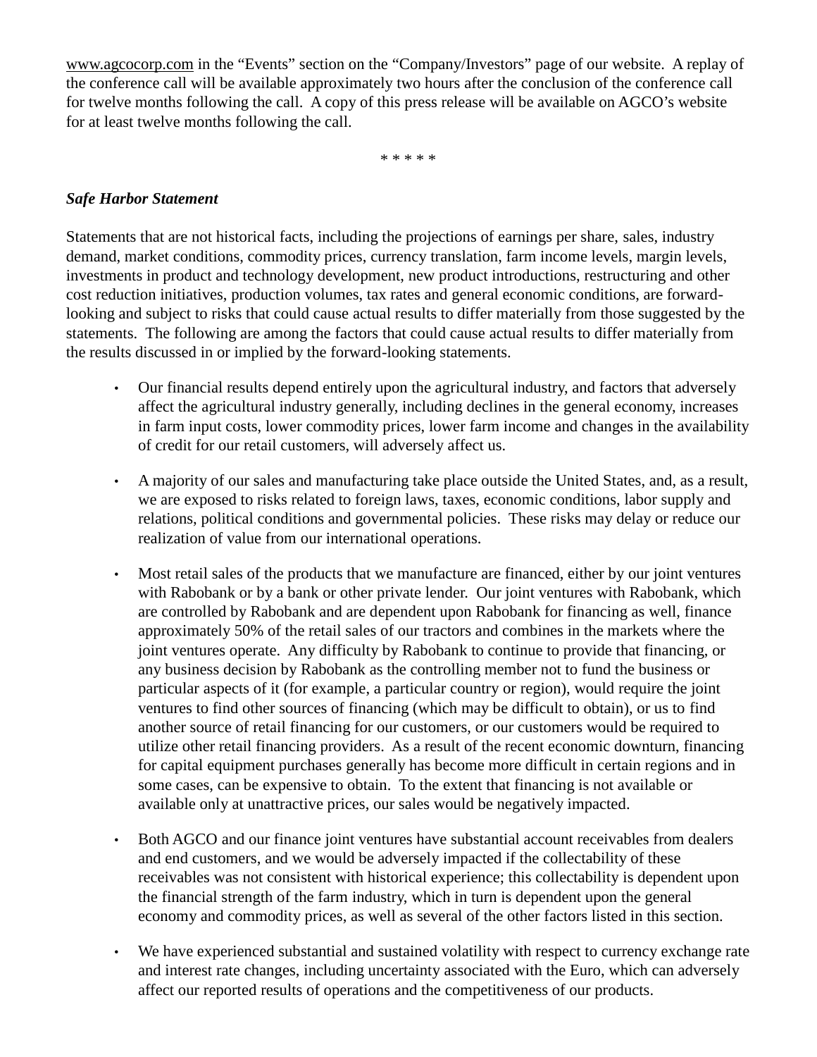www.agcocorp.com in the "Events" section on the "Company/Investors" page of our website. A replay of the conference call will be available approximately two hours after the conclusion of the conference call for twelve months following the call. A copy of this press release will be available on AGCO's website for at least twelve months following the call.

\* \* \* \* \*

***Safe Harbor Statement***

Statements that are not historical facts, including the projections of earnings per share, sales, industry demand, market conditions, commodity prices, currency translation, farm income levels, margin levels, investments in product and technology development, new product introductions, restructuring and other cost reduction initiatives, production volumes, tax rates and general economic conditions, are forward-looking and subject to risks that could cause actual results to differ materially from those suggested by the statements. The following are among the factors that could cause actual results to differ materially from the results discussed in or implied by the forward-looking statements.

- Our financial results depend entirely upon the agricultural industry, and factors that adversely affect the agricultural industry generally, including declines in the general economy, increases in farm input costs, lower commodity prices, lower farm income and changes in the availability of credit for our retail customers, will adversely affect us.

- A majority of our sales and manufacturing take place outside the United States, and, as a result, we are exposed to risks related to foreign laws, taxes, economic conditions, labor supply and relations, political conditions and governmental policies. These risks may delay or reduce our realization of value from our international operations.

- Most retail sales of the products that we manufacture are financed, either by our joint ventures with Rabobank or by a bank or other private lender. Our joint ventures with Rabobank, which are controlled by Rabobank and are dependent upon Rabobank for financing as well, finance approximately 50% of the retail sales of our tractors and combines in the markets where the joint ventures operate. Any difficulty by Rabobank to continue to provide that financing, or any business decision by Rabobank as the controlling member not to fund the business or particular aspects of it (for example, a particular country or region), would require the joint ventures to find other sources of financing (which may be difficult to obtain), or us to find another source of retail financing for our customers, or our customers would be required to utilize other retail financing providers. As a result of the recent economic downturn, financing for capital equipment purchases generally has become more difficult in certain regions and in some cases, can be expensive to obtain. To the extent that financing is not available or available only at unattractive prices, our sales would be negatively impacted.

- Both AGCO and our finance joint ventures have substantial account receivables from dealers and end customers, and we would be adversely impacted if the collectability of these receivables was not consistent with historical experience; this collectability is dependent upon the financial strength of the farm industry, which in turn is dependent upon the general economy and commodity prices, as well as several of the other factors listed in this section.

- We have experienced substantial and sustained volatility with respect to currency exchange rate and interest rate changes, including uncertainty associated with the Euro, which can adversely affect our reported results of operations and the competitiveness of our products.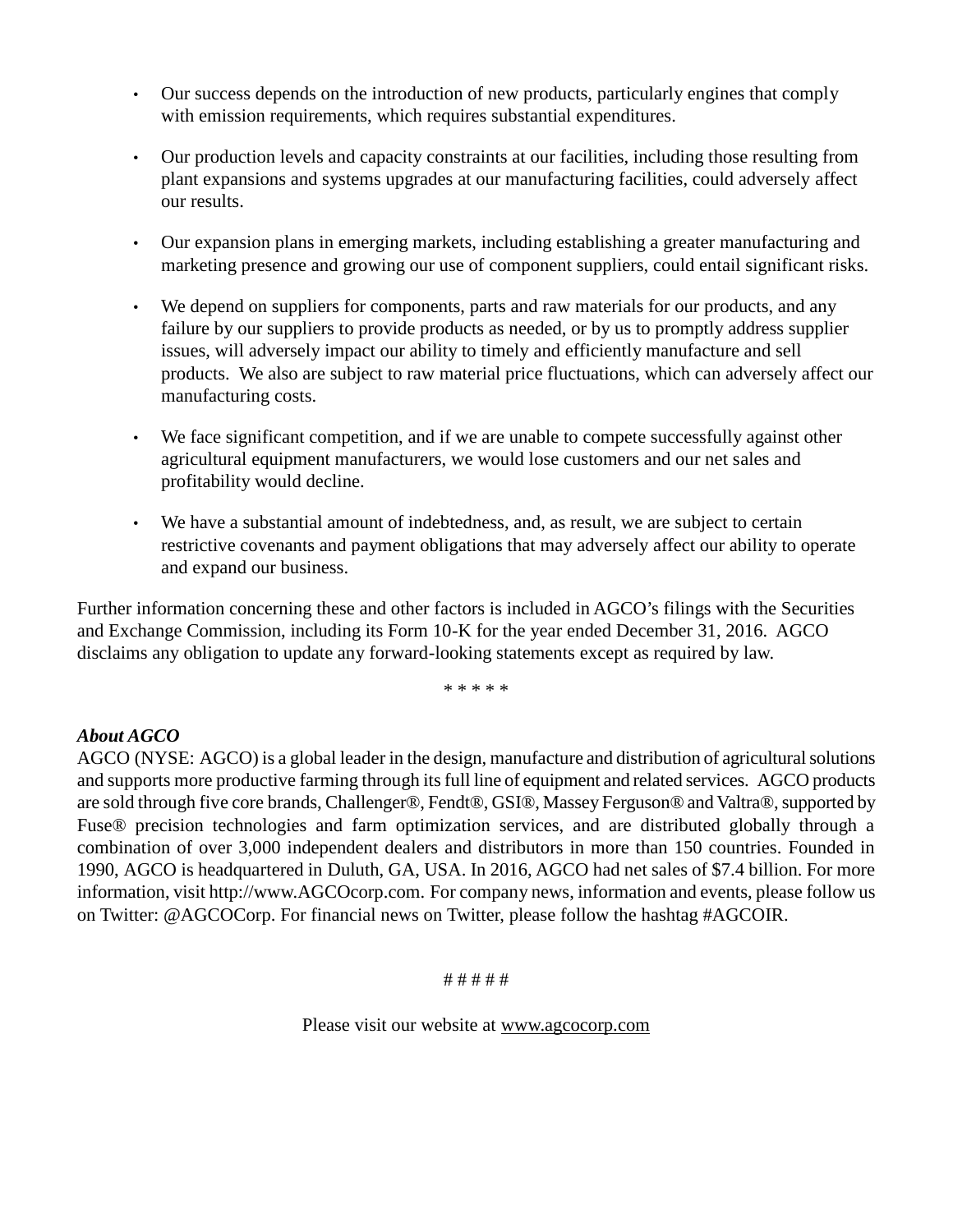- Our success depends on the introduction of new products, particularly engines that comply with emission requirements, which requires substantial expenditures.
- Our production levels and capacity constraints at our facilities, including those resulting from plant expansions and systems upgrades at our manufacturing facilities, could adversely affect our results.
- Our expansion plans in emerging markets, including establishing a greater manufacturing and marketing presence and growing our use of component suppliers, could entail significant risks.
- We depend on suppliers for components, parts and raw materials for our products, and any failure by our suppliers to provide products as needed, or by us to promptly address supplier issues, will adversely impact our ability to timely and efficiently manufacture and sell products. We also are subject to raw material price fluctuations, which can adversely affect our manufacturing costs.
- We face significant competition, and if we are unable to compete successfully against other agricultural equipment manufacturers, we would lose customers and our net sales and profitability would decline.
- We have a substantial amount of indebtedness, and, as result, we are subject to certain restrictive covenants and payment obligations that may adversely affect our ability to operate and expand our business.

Further information concerning these and other factors is included in AGCO's filings with the Securities and Exchange Commission, including its Form 10-K for the year ended December 31, 2016. AGCO disclaims any obligation to update any forward-looking statements except as required by law.

* * * * *

***About AGCO***

AGCO (NYSE: AGCO) is a global leader in the design, manufacture and distribution of agricultural solutions and supports more productive farming through its full line of equipment and related services. AGCO products are sold through five core brands, Challenger®, Fendt®, GSI®, Massey Ferguson® and Valtra®, supported by Fuse® precision technologies and farm optimization services, and are distributed globally through a combination of over 3,000 independent dealers and distributors in more than 150 countries. Founded in 1990, AGCO is headquartered in Duluth, GA, USA. In 2016, AGCO had net sales of $7.4 billion. For more information, visit http://www.AGCOcorp.com. For company news, information and events, please follow us on Twitter: @AGCOCorp. For financial news on Twitter, please follow the hashtag #AGCOIR.

# # # # #

Please visit our website at www.agcocorp.com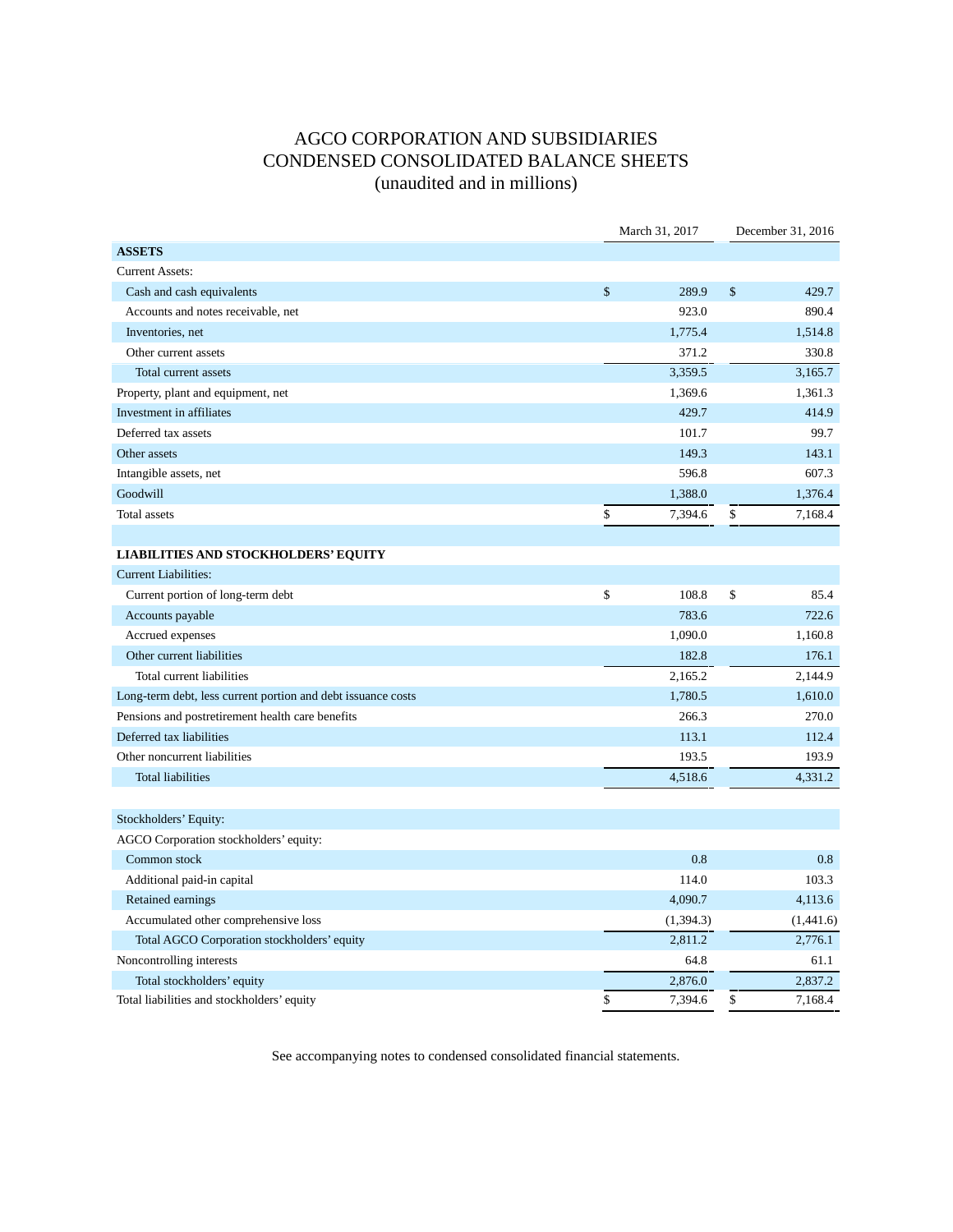# AGCO CORPORATION AND SUBSIDIARIES
## CONDENSED CONSOLIDATED BALANCE SHEETS
### (unaudited and in millions)

| | March 31, 2017 | December 31, 2016 |
|---|---|---|
| **ASSETS** | | |
| Current Assets: | | |
| Cash and cash equivalents | $ 289.9 | $ 429.7 |
| Accounts and notes receivable, net | 923.0 | 890.4 |
| Inventories, net | 1,775.4 | 1,514.8 |
| Other current assets | 371.2 | 330.8 |
| Total current assets | 3,359.5 | 3,165.7 |
| Property, plant and equipment, net | 1,369.6 | 1,361.3 |
| Investment in affiliates | 429.7 | 414.9 |
| Deferred tax assets | 101.7 | 99.7 |
| Other assets | 149.3 | 143.1 |
| Intangible assets, net | 596.8 | 607.3 |
| Goodwill | 1,388.0 | 1,376.4 |
| Total assets | $ 7,394.6 | $ 7,168.4 |
| | | |
| **LIABILITIES AND STOCKHOLDERS' EQUITY** | | |
| Current Liabilities: | | |
| Current portion of long-term debt | $ 108.8 | $ 85.4 |
| Accounts payable | 783.6 | 722.6 |
| Accrued expenses | 1,090.0 | 1,160.8 |
| Other current liabilities | 182.8 | 176.1 |
| Total current liabilities | 2,165.2 | 2,144.9 |
| Long-term debt, less current portion and debt issuance costs | 1,780.5 | 1,610.0 |
| Pensions and postretirement health care benefits | 266.3 | 270.0 |
| Deferred tax liabilities | 113.1 | 112.4 |
| Other noncurrent liabilities | 193.5 | 193.9 |
| Total liabilities | 4,518.6 | 4,331.2 |
| | | |
| Stockholders' Equity: | | |
| AGCO Corporation stockholders' equity: | | |
| Common stock | 0.8 | 0.8 |
| Additional paid-in capital | 114.0 | 103.3 |
| Retained earnings | 4,090.7 | 4,113.6 |
| Accumulated other comprehensive loss | (1,394.3) | (1,441.6) |
| Total AGCO Corporation stockholders' equity | 2,811.2 | 2,776.1 |
| Noncontrolling interests | 64.8 | 61.1 |
| Total stockholders' equity | 2,876.0 | 2,837.2 |
| Total liabilities and stockholders' equity | $ 7,394.6 | $ 7,168.4 |

See accompanying notes to condensed consolidated financial statements.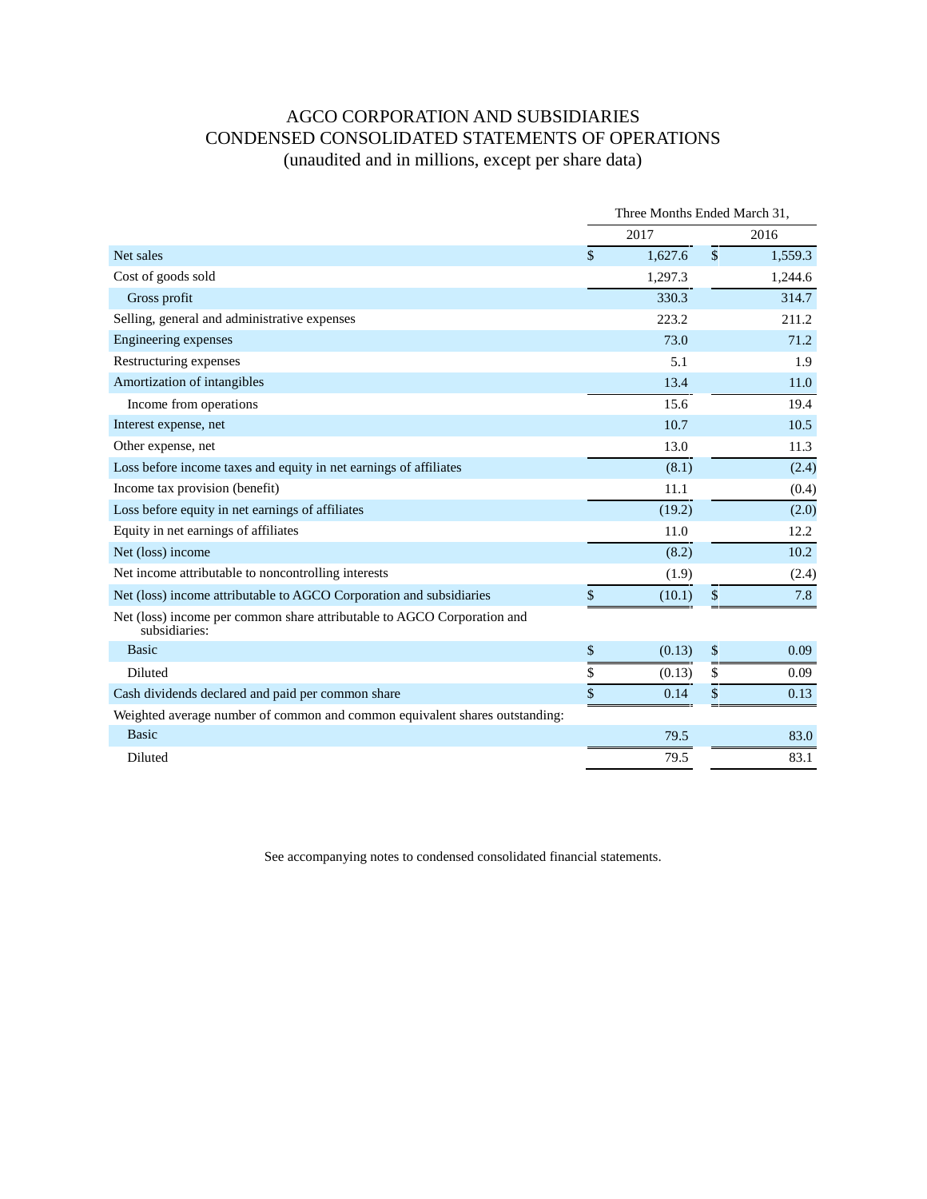# AGCO CORPORATION AND SUBSIDIARIES
## CONDENSED CONSOLIDATED STATEMENTS OF OPERATIONS
### (unaudited and in millions, except per share data)

| | Three Months Ended March 31, | |
|---|---|---|
| | 2017 | 2016 |
| Net sales | $ 1,627.6 | $ 1,559.3 |
| Cost of goods sold | 1,297.3 | 1,244.6 |
| Gross profit | 330.3 | 314.7 |
| Selling, general and administrative expenses | 223.2 | 211.2 |
| Engineering expenses | 73.0 | 71.2 |
| Restructuring expenses | 5.1 | 1.9 |
| Amortization of intangibles | 13.4 | 11.0 |
| Income from operations | 15.6 | 19.4 |
| Interest expense, net | 10.7 | 10.5 |
| Other expense, net | 13.0 | 11.3 |
| Loss before income taxes and equity in net earnings of affiliates | (8.1) | (2.4) |
| Income tax provision (benefit) | 11.1 | (0.4) |
| Loss before equity in net earnings of affiliates | (19.2) | (2.0) |
| Equity in net earnings of affiliates | 11.0 | 12.2 |
| Net (loss) income | (8.2) | 10.2 |
| Net income attributable to noncontrolling interests | (1.9) | (2.4) |
| Net (loss) income attributable to AGCO Corporation and subsidiaries | $ (10.1) | $ 7.8 |
| Net (loss) income per common share attributable to AGCO Corporation and subsidiaries: | | |
| Basic | $ (0.13) | $ 0.09 |
| Diluted | $ (0.13) | $ 0.09 |
| Cash dividends declared and paid per common share | $ 0.14 | $ 0.13 |
| Weighted average number of common and common equivalent shares outstanding: | | |
| Basic | 79.5 | 83.0 |
| Diluted | 79.5 | 83.1 |

See accompanying notes to condensed consolidated financial statements.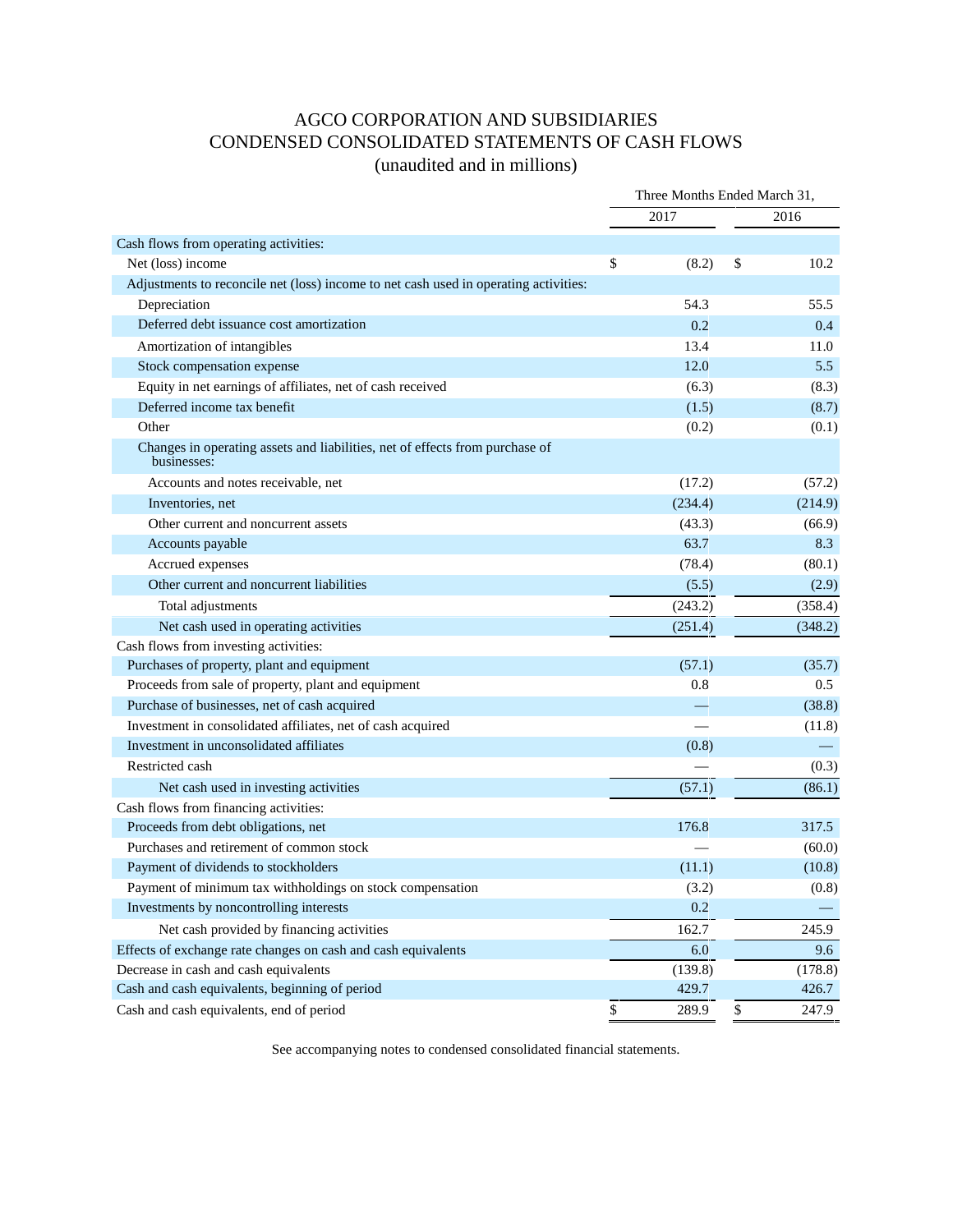# AGCO CORPORATION AND SUBSIDIARIES
## CONDENSED CONSOLIDATED STATEMENTS OF CASH FLOWS
### (unaudited and in millions)

| | Three Months Ended March 31, | |
|---|---|---|
| | 2017 | 2016 |
| Cash flows from operating activities: | | |
| Net (loss) income | $ (8.2) | $ 10.2 |
| Adjustments to reconcile net (loss) income to net cash used in operating activities: | | |
| Depreciation | 54.3 | 55.5 |
| Deferred debt issuance cost amortization | 0.2 | 0.4 |
| Amortization of intangibles | 13.4 | 11.0 |
| Stock compensation expense | 12.0 | 5.5 |
| Equity in net earnings of affiliates, net of cash received | (6.3) | (8.3) |
| Deferred income tax benefit | (1.5) | (8.7) |
| Other | (0.2) | (0.1) |
| Changes in operating assets and liabilities, net of effects from purchase of businesses: | | |
| Accounts and notes receivable, net | (17.2) | (57.2) |
| Inventories, net | (234.4) | (214.9) |
| Other current and noncurrent assets | (43.3) | (66.9) |
| Accounts payable | 63.7 | 8.3 |
| Accrued expenses | (78.4) | (80.1) |
| Other current and noncurrent liabilities | (5.5) | (2.9) |
| Total adjustments | (243.2) | (358.4) |
| Net cash used in operating activities | (251.4) | (348.2) |
| Cash flows from investing activities: | | |
| Purchases of property, plant and equipment | (57.1) | (35.7) |
| Proceeds from sale of property, plant and equipment | 0.8 | 0.5 |
| Purchase of businesses, net of cash acquired | — | (38.8) |
| Investment in consolidated affiliates, net of cash acquired | — | (11.8) |
| Investment in unconsolidated affiliates | (0.8) | — |
| Restricted cash | — | (0.3) |
| Net cash used in investing activities | (57.1) | (86.1) |
| Cash flows from financing activities: | | |
| Proceeds from debt obligations, net | 176.8 | 317.5 |
| Purchases and retirement of common stock | — | (60.0) |
| Payment of dividends to stockholders | (11.1) | (10.8) |
| Payment of minimum tax withholdings on stock compensation | (3.2) | (0.8) |
| Investments by noncontrolling interests | 0.2 | — |
| Net cash provided by financing activities | 162.7 | 245.9 |
| Effects of exchange rate changes on cash and cash equivalents | 6.0 | 9.6 |
| Decrease in cash and cash equivalents | (139.8) | (178.8) |
| Cash and cash equivalents, beginning of period | 429.7 | 426.7 |
| Cash and cash equivalents, end of period | $ 289.9 | $ 247.9 |

See accompanying notes to condensed consolidated financial statements.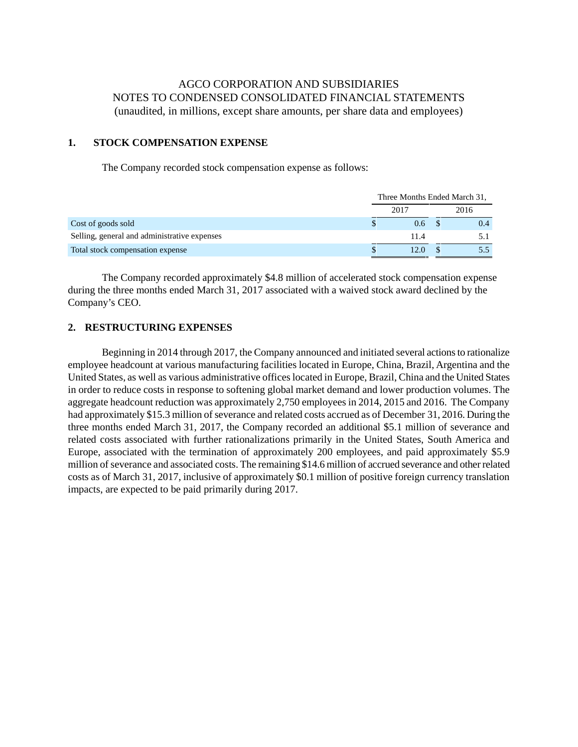AGCO CORPORATION AND SUBSIDIARIES
NOTES TO CONDENSED CONSOLIDATED FINANCIAL STATEMENTS
(unaudited, in millions, except share amounts, per share data and employees)

## 1. STOCK COMPENSATION EXPENSE

The Company recorded stock compensation expense as follows:

| | Three Months Ended March 31, | |
|---|---|---|
| | 2017 | 2016 |
| Cost of goods sold | $ 0.6 | $ 0.4 |
| Selling, general and administrative expenses | 11.4 | 5.1 |
| Total stock compensation expense | $ 12.0 | $ 5.5 |

The Company recorded approximately $4.8 million of accelerated stock compensation expense during the three months ended March 31, 2017 associated with a waived stock award declined by the Company's CEO.

## 2. RESTRUCTURING EXPENSES

Beginning in 2014 through 2017, the Company announced and initiated several actions to rationalize employee headcount at various manufacturing facilities located in Europe, China, Brazil, Argentina and the United States, as well as various administrative offices located in Europe, Brazil, China and the United States in order to reduce costs in response to softening global market demand and lower production volumes. The aggregate headcount reduction was approximately 2,750 employees in 2014, 2015 and 2016. The Company had approximately $15.3 million of severance and related costs accrued as of December 31, 2016. During the three months ended March 31, 2017, the Company recorded an additional $5.1 million of severance and related costs associated with further rationalizations primarily in the United States, South America and Europe, associated with the termination of approximately 200 employees, and paid approximately $5.9 million of severance and associated costs. The remaining $14.6 million of accrued severance and other related costs as of March 31, 2017, inclusive of approximately $0.1 million of positive foreign currency translation impacts, are expected to be paid primarily during 2017.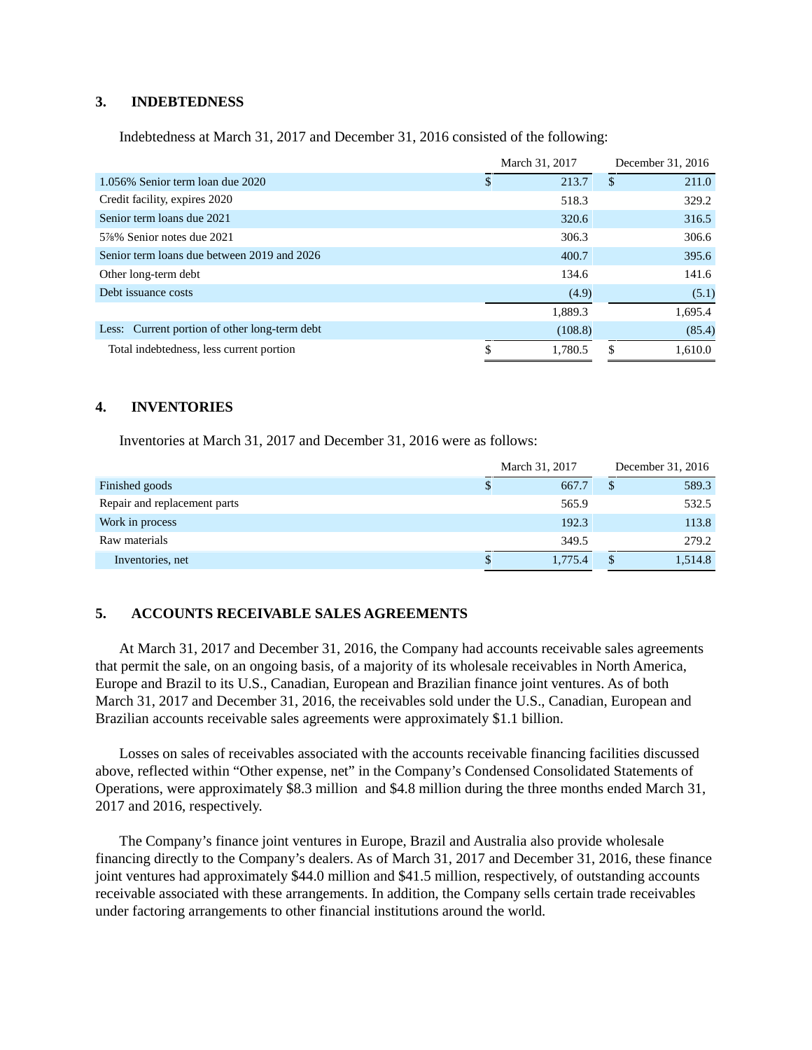### 3. INDEBTEDNESS

Indebtedness at March 31, 2017 and December 31, 2016 consisted of the following:

| | March 31, 2017 | December 31, 2016 |
|---|---|---|
| 1.056% Senior term loan due 2020 | $ 213.7 | $ 211.0 |
| Credit facility, expires 2020 | 518.3 | 329.2 |
| Senior term loans due 2021 | 320.6 | 316.5 |
| 5⅞% Senior notes due 2021 | 306.3 | 306.6 |
| Senior term loans due between 2019 and 2026 | 400.7 | 395.6 |
| Other long-term debt | 134.6 | 141.6 |
| Debt issuance costs | (4.9) | (5.1) |
| | 1,889.3 | 1,695.4 |
| Less: Current portion of other long-term debt | (108.8) | (85.4) |
| Total indebtedness, less current portion | $ 1,780.5 | $ 1,610.0 |

### 4. INVENTORIES

Inventories at March 31, 2017 and December 31, 2016 were as follows:

| | March 31, 2017 | December 31, 2016 |
|---|---|---|
| Finished goods | $ 667.7 | $ 589.3 |
| Repair and replacement parts | 565.9 | 532.5 |
| Work in process | 192.3 | 113.8 |
| Raw materials | 349.5 | 279.2 |
| Inventories, net | $ 1,775.4 | $ 1,514.8 |

### 5. ACCOUNTS RECEIVABLE SALES AGREEMENTS

At March 31, 2017 and December 31, 2016, the Company had accounts receivable sales agreements that permit the sale, on an ongoing basis, of a majority of its wholesale receivables in North America, Europe and Brazil to its U.S., Canadian, European and Brazilian finance joint ventures. As of both March 31, 2017 and December 31, 2016, the receivables sold under the U.S., Canadian, European and Brazilian accounts receivable sales agreements were approximately $1.1 billion.

Losses on sales of receivables associated with the accounts receivable financing facilities discussed above, reflected within "Other expense, net" in the Company's Condensed Consolidated Statements of Operations, were approximately $8.3 million and $4.8 million during the three months ended March 31, 2017 and 2016, respectively.

The Company's finance joint ventures in Europe, Brazil and Australia also provide wholesale financing directly to the Company's dealers. As of March 31, 2017 and December 31, 2016, these finance joint ventures had approximately $44.0 million and $41.5 million, respectively, of outstanding accounts receivable associated with these arrangements. In addition, the Company sells certain trade receivables under factoring arrangements to other financial institutions around the world.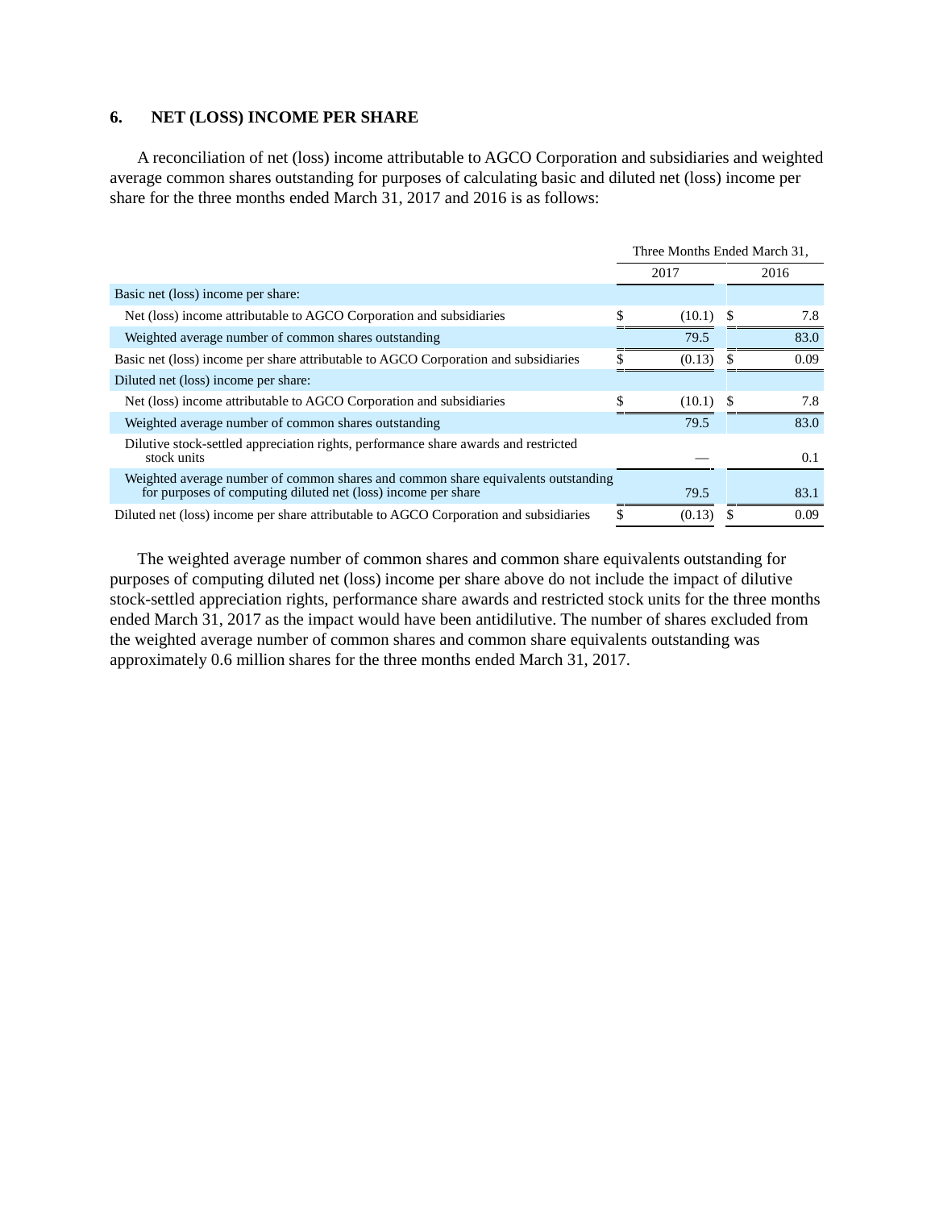## 6. NET (LOSS) INCOME PER SHARE

A reconciliation of net (loss) income attributable to AGCO Corporation and subsidiaries and weighted average common shares outstanding for purposes of calculating basic and diluted net (loss) income per share for the three months ended March 31, 2017 and 2016 is as follows:

| | Three Months Ended March 31, | |
|---|---|---|
| | 2017 | 2016 |
| Basic net (loss) income per share: | | |
| Net (loss) income attributable to AGCO Corporation and subsidiaries | $ (10.1) | $ 7.8 |
| Weighted average number of common shares outstanding | 79.5 | 83.0 |
| Basic net (loss) income per share attributable to AGCO Corporation and subsidiaries | $ (0.13) | $ 0.09 |
| Diluted net (loss) income per share: | | |
| Net (loss) income attributable to AGCO Corporation and subsidiaries | $ (10.1) | $ 7.8 |
| Weighted average number of common shares outstanding | 79.5 | 83.0 |
| Dilutive stock-settled appreciation rights, performance share awards and restricted stock units | — | 0.1 |
| Weighted average number of common shares and common share equivalents outstanding for purposes of computing diluted net (loss) income per share | 79.5 | 83.1 |
| Diluted net (loss) income per share attributable to AGCO Corporation and subsidiaries | $ (0.13) | $ 0.09 |

The weighted average number of common shares and common share equivalents outstanding for purposes of computing diluted net (loss) income per share above do not include the impact of dilutive stock-settled appreciation rights, performance share awards and restricted stock units for the three months ended March 31, 2017 as the impact would have been antidilutive. The number of shares excluded from the weighted average number of common shares and common share equivalents outstanding was approximately 0.6 million shares for the three months ended March 31, 2017.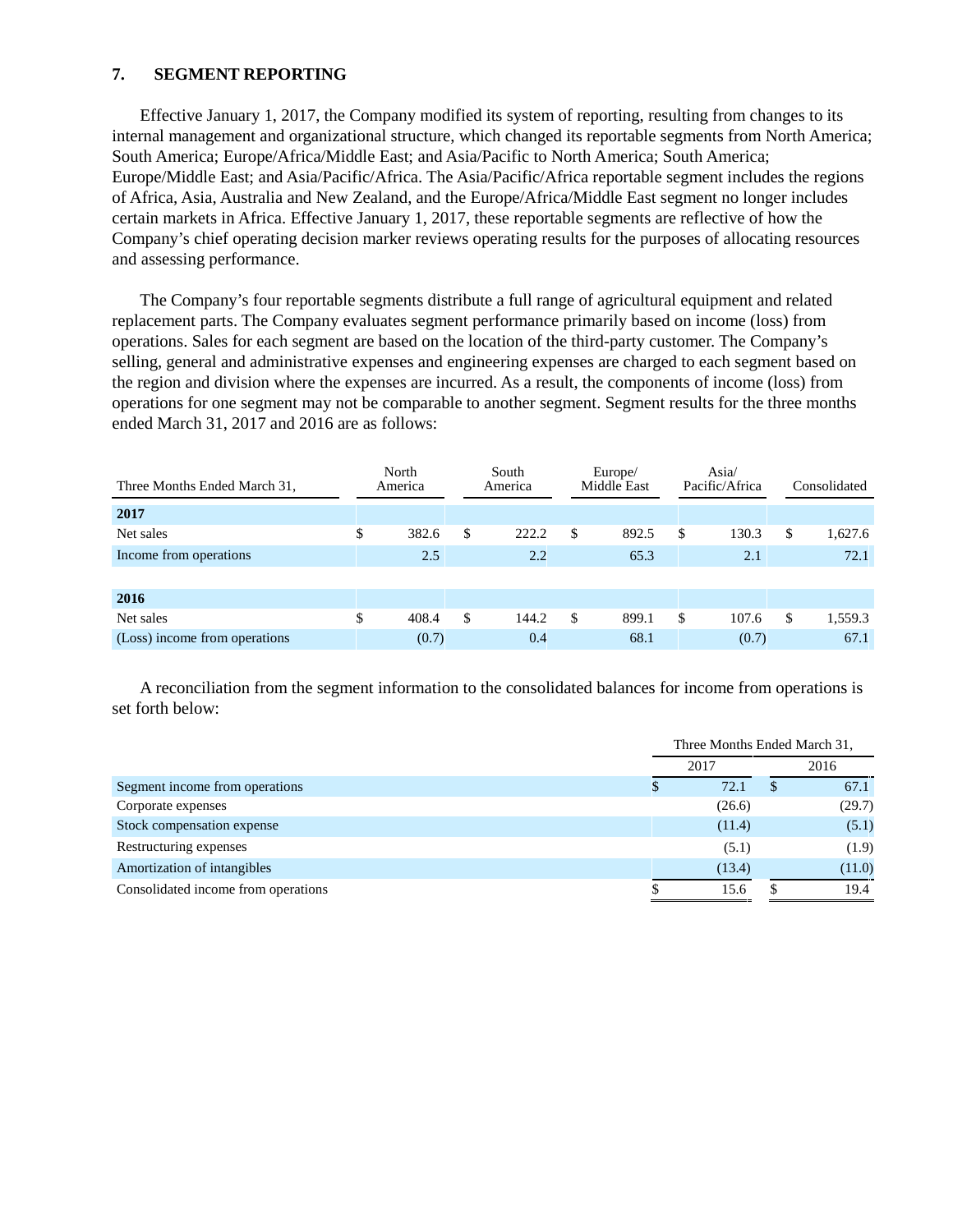## 7. SEGMENT REPORTING

Effective January 1, 2017, the Company modified its system of reporting, resulting from changes to its internal management and organizational structure, which changed its reportable segments from North America; South America; Europe/Africa/Middle East; and Asia/Pacific to North America; South America; Europe/Middle East; and Asia/Pacific/Africa. The Asia/Pacific/Africa reportable segment includes the regions of Africa, Asia, Australia and New Zealand, and the Europe/Africa/Middle East segment no longer includes certain markets in Africa. Effective January 1, 2017, these reportable segments are reflective of how the Company's chief operating decision marker reviews operating results for the purposes of allocating resources and assessing performance.

The Company's four reportable segments distribute a full range of agricultural equipment and related replacement parts. The Company evaluates segment performance primarily based on income (loss) from operations. Sales for each segment are based on the location of the third-party customer. The Company's selling, general and administrative expenses and engineering expenses are charged to each segment based on the region and division where the expenses are incurred. As a result, the components of income (loss) from operations for one segment may not be comparable to another segment. Segment results for the three months ended March 31, 2017 and 2016 are as follows:

| Three Months Ended March 31, | North America | South America | Europe/ Middle East | Asia/ Pacific/Africa | Consolidated |
|---|---|---|---|---|---|
| **2017** | | | | | |
| Net sales | $ 382.6 | $ 222.2 | $ 892.5 | $ 130.3 | $ 1,627.6 |
| Income from operations | 2.5 | 2.2 | 65.3 | 2.1 | 72.1 |
| **2016** | | | | | |
| Net sales | $ 408.4 | $ 144.2 | $ 899.1 | $ 107.6 | $ 1,559.3 |
| (Loss) income from operations | (0.7) | 0.4 | 68.1 | (0.7) | 67.1 |

A reconciliation from the segment information to the consolidated balances for income from operations is set forth below:

| | Three Months Ended March 31, | |
|---|---|---|
| | 2017 | 2016 |
| Segment income from operations | $ 72.1 | $ 67.1 |
| Corporate expenses | (26.6) | (29.7) |
| Stock compensation expense | (11.4) | (5.1) |
| Restructuring expenses | (5.1) | (1.9) |
| Amortization of intangibles | (13.4) | (11.0) |
| Consolidated income from operations | $ 15.6 | $ 19.4 |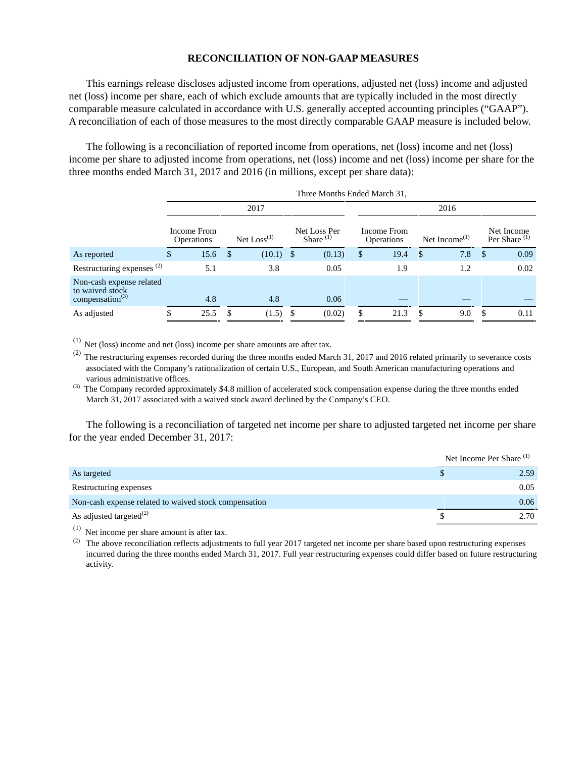## RECONCILIATION OF NON-GAAP MEASURES

This earnings release discloses adjusted income from operations, adjusted net (loss) income and adjusted net (loss) income per share, each of which exclude amounts that are typically included in the most directly comparable measure calculated in accordance with U.S. generally accepted accounting principles ("GAAP"). A reconciliation of each of those measures to the most directly comparable GAAP measure is included below.

The following is a reconciliation of reported income from operations, net (loss) income and net (loss) income per share to adjusted income from operations, net (loss) income and net (loss) income per share for the three months ended March 31, 2017 and 2016 (in millions, except per share data):

| | Three Months Ended March 31, | | | | | |
|---|---|---|---|---|---|---|
| | 2017 | | | 2016 | | |
| | Income From Operations | Net Loss[1] | Net Loss Per Share [1] | Income From Operations | Net Income[1] | Net Income Per Share [1] |
| As reported | $ 15.6 | $ (10.1) | $ (0.13) | $ 19.4 | $ 7.8 | $ 0.09 |
| Restructuring expenses [2] | 5.1 | 3.8 | 0.05 | 1.9 | 1.2 | 0.02 |
| Non-cash expense related to waived stock compensation[3] | 4.8 | 4.8 | 0.06 | — | — | — |
| As adjusted | $ 25.5 | $ (1.5) | $ (0.02) | $ 21.3 | $ 9.0 | $ 0.11 |

[1] Net (loss) income and net (loss) income per share amounts are after tax.

[2] The restructuring expenses recorded during the three months ended March 31, 2017 and 2016 related primarily to severance costs associated with the Company's rationalization of certain U.S., European, and South American manufacturing operations and various administrative offices.

[3] The Company recorded approximately $4.8 million of accelerated stock compensation expense during the three months ended March 31, 2017 associated with a waived stock award declined by the Company's CEO.

The following is a reconciliation of targeted net income per share to adjusted targeted net income per share for the year ended December 31, 2017:

| | Net Income Per Share [1] |
|---|---|
| As targeted | $ 2.59 |
| Restructuring expenses | 0.05 |
| Non-cash expense related to waived stock compensation | 0.06 |
| As adjusted targeted[2] | $ 2.70 |

[1] Net income per share amount is after tax.

[2] The above reconciliation reflects adjustments to full year 2017 targeted net income per share based upon restructuring expenses incurred during the three months ended March 31, 2017. Full year restructuring expenses could differ based on future restructuring activity.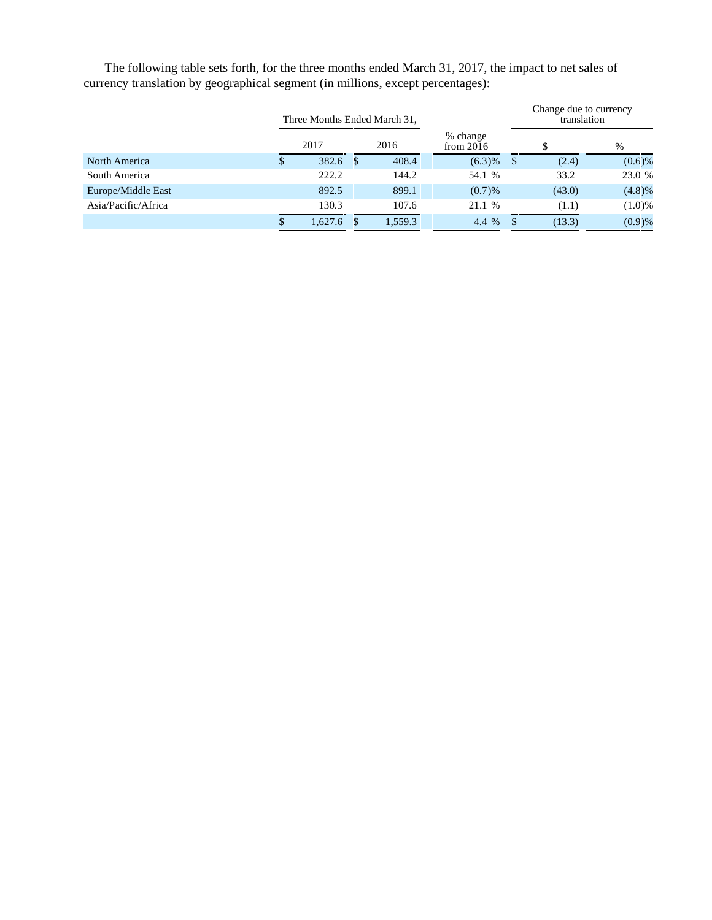The following table sets forth, for the three months ended March 31, 2017, the impact to net sales of currency translation by geographical segment (in millions, except percentages):

| | Three Months Ended March 31, | | | Change due to currency translation | |
|---|---|---|---|---|---|
| | 2017 | 2016 | % change from 2016 | $ | % |
| North America | $ 382.6 | $ 408.4 | (6.3)% | $ (2.4) | (0.6)% |
| South America | 222.2 | 144.2 | 54.1 % | 33.2 | 23.0 % |
| Europe/Middle East | 892.5 | 899.1 | (0.7)% | (43.0) | (4.8)% |
| Asia/Pacific/Africa | 130.3 | 107.6 | 21.1 % | (1.1) | (1.0)% |
| | $ 1,627.6 | $ 1,559.3 | 4.4 % | $ (13.3) | (0.9)% |